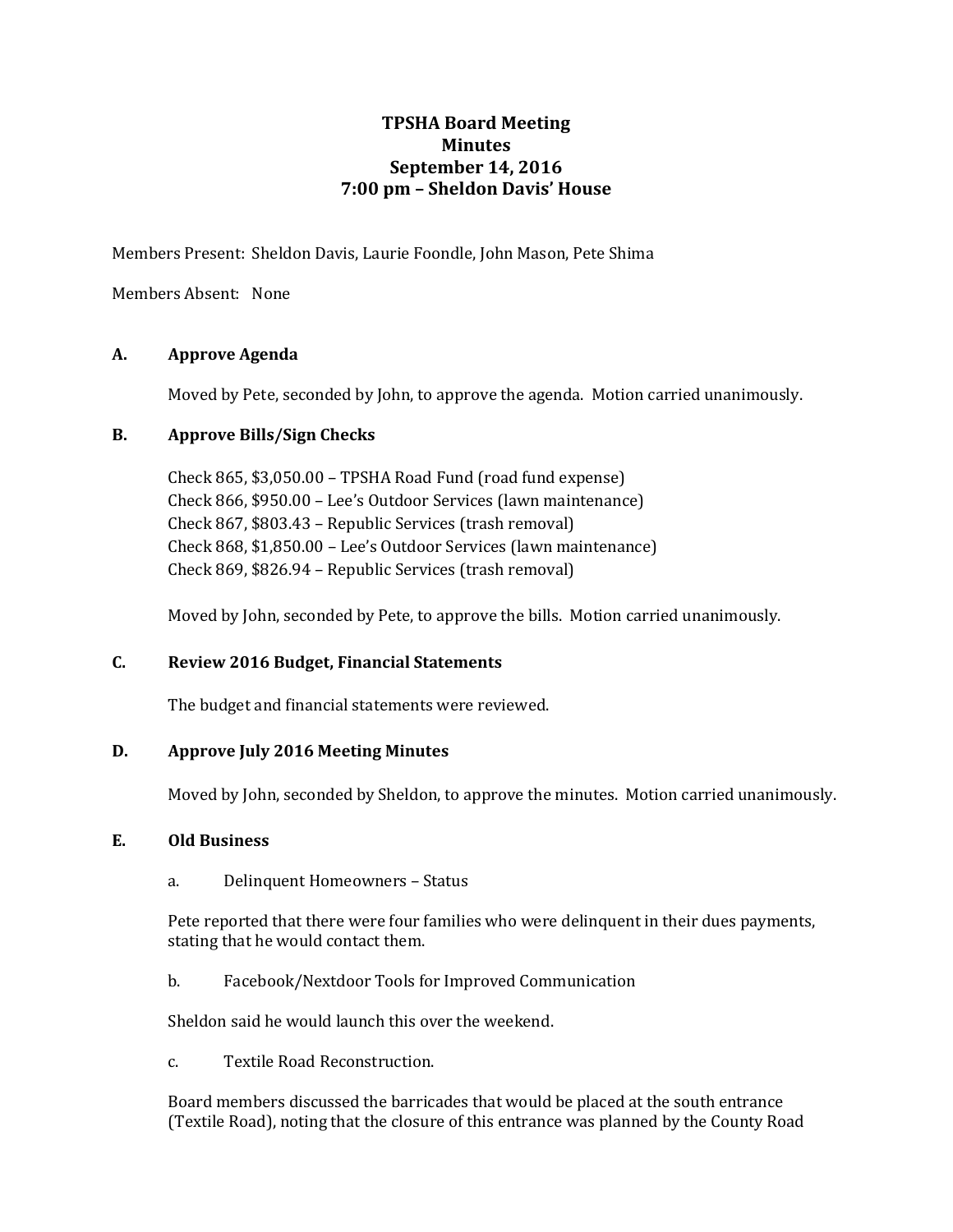# TPSHA Board Meeting
## Minutes
## September 14, 2016
## 7:00 pm – Sheldon Davis' House

Members Present: Sheldon Davis, Laurie Foondle, John Mason, Pete Shima

Members Absent: None

### A. Approve Agenda

Moved by Pete, seconded by John, to approve the agenda. Motion carried unanimously.

### B. Approve Bills/Sign Checks

Check 865, $3,050.00 – TPSHA Road Fund (road fund expense)
Check 866, $950.00 – Lee's Outdoor Services (lawn maintenance)
Check 867, $803.43 – Republic Services (trash removal)
Check 868, $1,850.00 – Lee's Outdoor Services (lawn maintenance)
Check 869, $826.94 – Republic Services (trash removal)

Moved by John, seconded by Pete, to approve the bills. Motion carried unanimously.

### C. Review 2016 Budget, Financial Statements

The budget and financial statements were reviewed.

### D. Approve July 2016 Meeting Minutes

Moved by John, seconded by Sheldon, to approve the minutes. Motion carried unanimously.

### E. Old Business

a. Delinquent Homeowners – Status

Pete reported that there were four families who were delinquent in their dues payments, stating that he would contact them.

b. Facebook/Nextdoor Tools for Improved Communication

Sheldon said he would launch this over the weekend.

c. Textile Road Reconstruction.

Board members discussed the barricades that would be placed at the south entrance (Textile Road), noting that the closure of this entrance was planned by the County Road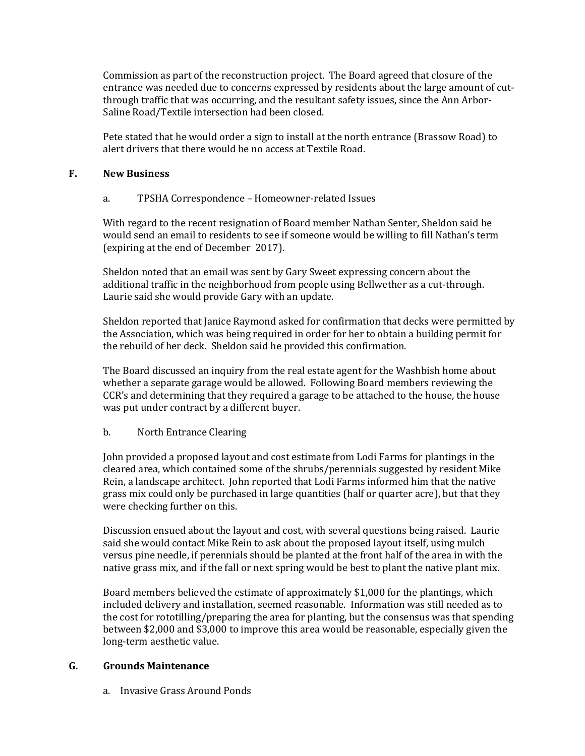Commission as part of the reconstruction project. The Board agreed that closure of the entrance was needed due to concerns expressed by residents about the large amount of cut-through traffic that was occurring, and the resultant safety issues, since the Ann Arbor-Saline Road/Textile intersection had been closed.

Pete stated that he would order a sign to install at the north entrance (Brassow Road) to alert drivers that there would be no access at Textile Road.

## F. New Business

a. TPSHA Correspondence – Homeowner-related Issues

With regard to the recent resignation of Board member Nathan Senter, Sheldon said he would send an email to residents to see if someone would be willing to fill Nathan's term (expiring at the end of December 2017).

Sheldon noted that an email was sent by Gary Sweet expressing concern about the additional traffic in the neighborhood from people using Bellwether as a cut-through. Laurie said she would provide Gary with an update.

Sheldon reported that Janice Raymond asked for confirmation that decks were permitted by the Association, which was being required in order for her to obtain a building permit for the rebuild of her deck. Sheldon said he provided this confirmation.

The Board discussed an inquiry from the real estate agent for the Washbish home about whether a separate garage would be allowed. Following Board members reviewing the CCR's and determining that they required a garage to be attached to the house, the house was put under contract by a different buyer.

b. North Entrance Clearing

John provided a proposed layout and cost estimate from Lodi Farms for plantings in the cleared area, which contained some of the shrubs/perennials suggested by resident Mike Rein, a landscape architect. John reported that Lodi Farms informed him that the native grass mix could only be purchased in large quantities (half or quarter acre), but that they were checking further on this.

Discussion ensued about the layout and cost, with several questions being raised. Laurie said she would contact Mike Rein to ask about the proposed layout itself, using mulch versus pine needle, if perennials should be planted at the front half of the area in with the native grass mix, and if the fall or next spring would be best to plant the native plant mix.

Board members believed the estimate of approximately $1,000 for the plantings, which included delivery and installation, seemed reasonable. Information was still needed as to the cost for rototilling/preparing the area for planting, but the consensus was that spending between $2,000 and $3,000 to improve this area would be reasonable, especially given the long-term aesthetic value.

## G. Grounds Maintenance

a. Invasive Grass Around Ponds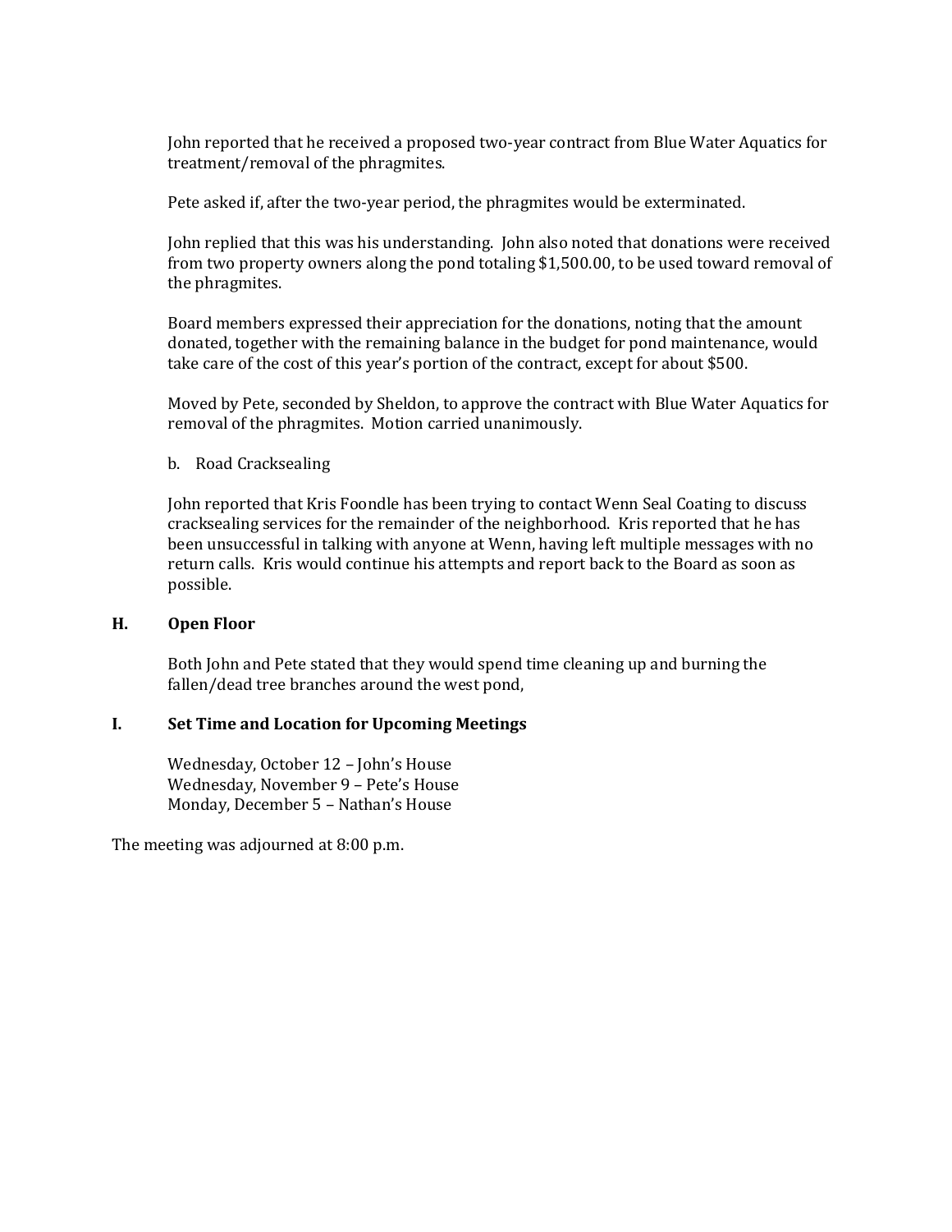John reported that he received a proposed two-year contract from Blue Water Aquatics for treatment/removal of the phragmites.

Pete asked if, after the two-year period, the phragmites would be exterminated.

John replied that this was his understanding. John also noted that donations were received from two property owners along the pond totaling $1,500.00, to be used toward removal of the phragmites.

Board members expressed their appreciation for the donations, noting that the amount donated, together with the remaining balance in the budget for pond maintenance, would take care of the cost of this year's portion of the contract, except for about $500.

Moved by Pete, seconded by Sheldon, to approve the contract with Blue Water Aquatics for removal of the phragmites. Motion carried unanimously.

b. Road Cracksealing

John reported that Kris Foondle has been trying to contact Wenn Seal Coating to discuss cracksealing services for the remainder of the neighborhood. Kris reported that he has been unsuccessful in talking with anyone at Wenn, having left multiple messages with no return calls. Kris would continue his attempts and report back to the Board as soon as possible.

## H. Open Floor

Both John and Pete stated that they would spend time cleaning up and burning the fallen/dead tree branches around the west pond,

## I. Set Time and Location for Upcoming Meetings

Wednesday, October 12 – John's House
Wednesday, November 9 – Pete's House
Monday, December 5 – Nathan's House

The meeting was adjourned at 8:00 p.m.